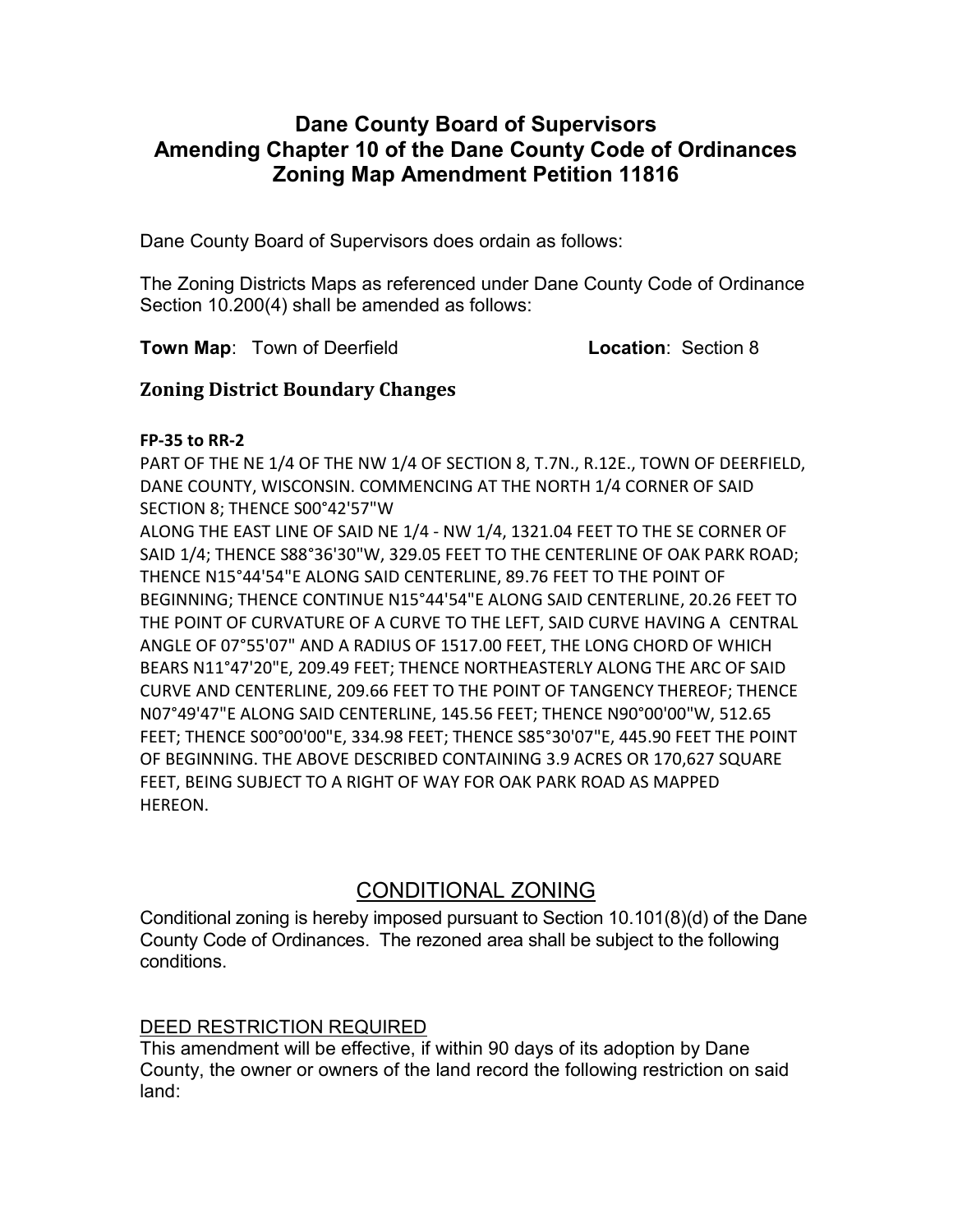# Dane County Board of Supervisors
# Amending Chapter 10 of the Dane County Code of Ordinances
# Zoning Map Amendment Petition 11816

Dane County Board of Supervisors does ordain as follows:

The Zoning Districts Maps as referenced under Dane County Code of Ordinance Section 10.200(4) shall be amended as follows:

**Town Map**: Town of Deerfield **Location**: Section 8

## Zoning District Boundary Changes

**FP-35 to RR-2**

PART OF THE NE 1/4 OF THE NW 1/4 OF SECTION 8, T.7N., R.12E., TOWN OF DEERFIELD, DANE COUNTY, WISCONSIN. COMMENCING AT THE NORTH 1/4 CORNER OF SAID SECTION 8; THENCE S00°42'57"W
ALONG THE EAST LINE OF SAID NE 1/4 - NW 1/4, 1321.04 FEET TO THE SE CORNER OF SAID 1/4; THENCE S88°36'30"W, 329.05 FEET TO THE CENTERLINE OF OAK PARK ROAD; THENCE N15°44'54"E ALONG SAID CENTERLINE, 89.76 FEET TO THE POINT OF BEGINNING; THENCE CONTINUE N15°44'54"E ALONG SAID CENTERLINE, 20.26 FEET TO THE POINT OF CURVATURE OF A CURVE TO THE LEFT, SAID CURVE HAVING A CENTRAL ANGLE OF 07°55'07" AND A RADIUS OF 1517.00 FEET, THE LONG CHORD OF WHICH BEARS N11°47'20"E, 209.49 FEET; THENCE NORTHEASTERLY ALONG THE ARC OF SAID CURVE AND CENTERLINE, 209.66 FEET TO THE POINT OF TANGENCY THEREOF; THENCE N07°49'47"E ALONG SAID CENTERLINE, 145.56 FEET; THENCE N90°00'00"W, 512.65 FEET; THENCE S00°00'00"E, 334.98 FEET; THENCE S85°30'07"E, 445.90 FEET THE POINT OF BEGINNING. THE ABOVE DESCRIBED CONTAINING 3.9 ACRES OR 170,627 SQUARE FEET, BEING SUBJECT TO A RIGHT OF WAY FOR OAK PARK ROAD AS MAPPED HEREON.

## CONDITIONAL ZONING

Conditional zoning is hereby imposed pursuant to Section 10.101(8)(d) of the Dane County Code of Ordinances. The rezoned area shall be subject to the following conditions.

DEED RESTRICTION REQUIRED

This amendment will be effective, if within 90 days of its adoption by Dane County, the owner or owners of the land record the following restriction on said land: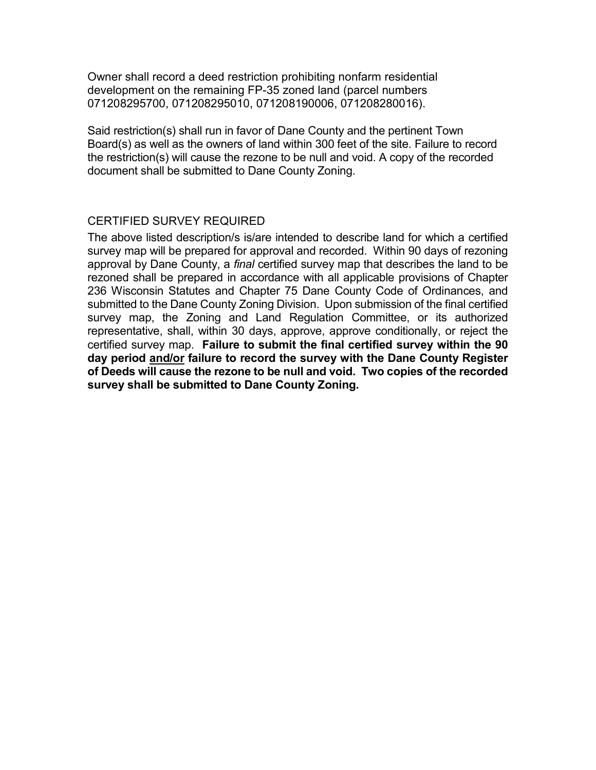Owner shall record a deed restriction prohibiting nonfarm residential development on the remaining FP-35 zoned land (parcel numbers 071208295700, 071208295010, 071208190006, 071208280016).

Said restriction(s) shall run in favor of Dane County and the pertinent Town Board(s) as well as the owners of land within 300 feet of the site. Failure to record the restriction(s) will cause the rezone to be null and void. A copy of the recorded document shall be submitted to Dane County Zoning.

CERTIFIED SURVEY REQUIRED

The above listed description/s is/are intended to describe land for which a certified survey map will be prepared for approval and recorded. Within 90 days of rezoning approval by Dane County, a *final* certified survey map that describes the land to be rezoned shall be prepared in accordance with all applicable provisions of Chapter 236 Wisconsin Statutes and Chapter 75 Dane County Code of Ordinances, and submitted to the Dane County Zoning Division. Upon submission of the final certified survey map, the Zoning and Land Regulation Committee, or its authorized representative, shall, within 30 days, approve, approve conditionally, or reject the certified survey map. **Failure to submit the final certified survey within the 90 day period <u>and/or</u> failure to record the survey with the Dane County Register of Deeds will cause the rezone to be null and void. Two copies of the recorded survey shall be submitted to Dane County Zoning.**